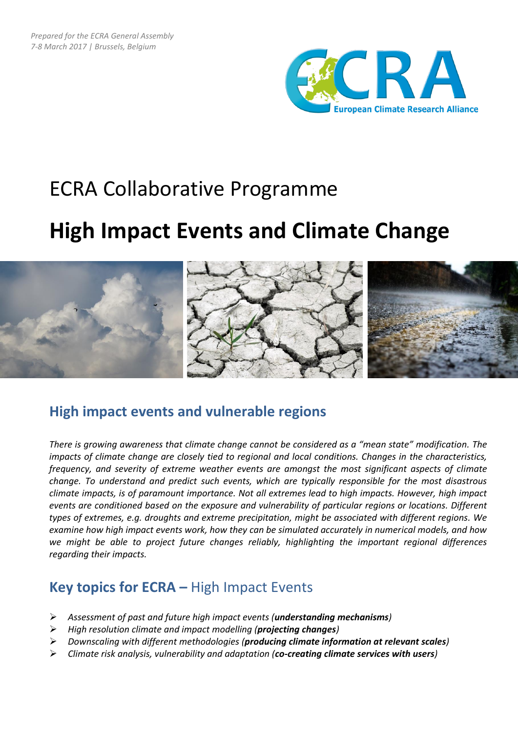*Prepared for the ECRA General Assembly*
*7-8 March 2017 | Brussels, Belgium*

# ECRA Collaborative Programme

# High Impact Events and Climate Change

## High impact events and vulnerable regions

*There is growing awareness that climate change cannot be considered as a "mean state" modification. The impacts of climate change are closely tied to regional and local conditions. Changes in the characteristics, frequency, and severity of extreme weather events are amongst the most significant aspects of climate change. To understand and predict such events, which are typically responsible for the most disastrous climate impacts, is of paramount importance. Not all extremes lead to high impacts. However, high impact events are conditioned based on the exposure and vulnerability of particular regions or locations. Different types of extremes, e.g. droughts and extreme precipitation, might be associated with different regions. We examine how high impact events work, how they can be simulated accurately in numerical models, and how we might be able to project future changes reliably, highlighting the important regional differences regarding their impacts.*

## Key topics for ECRA – High Impact Events

- *Assessment of past and future high impact events (**understanding mechanisms**)*
- *High resolution climate and impact modelling (**projecting changes**)*
- *Downscaling with different methodologies (**producing climate information at relevant scales**)*
- *Climate risk analysis, vulnerability and adaptation (**co-creating climate services with users**)*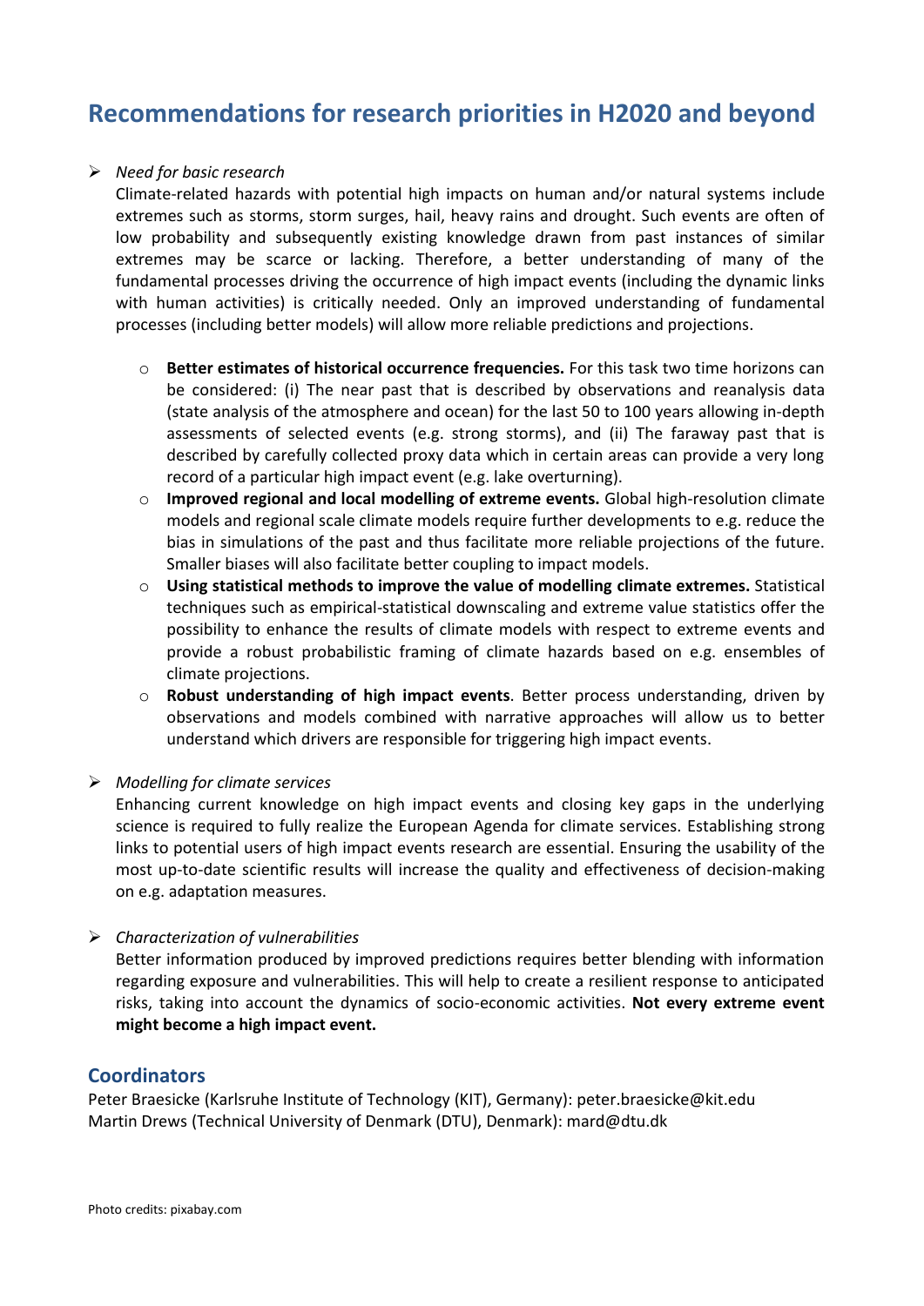## Recommendations for research priorities in H2020 and beyond

- *Need for basic research*

  Climate-related hazards with potential high impacts on human and/or natural systems include extremes such as storms, storm surges, hail, heavy rains and drought. Such events are often of low probability and subsequently existing knowledge drawn from past instances of similar extremes may be scarce or lacking. Therefore, a better understanding of many of the fundamental processes driving the occurrence of high impact events (including the dynamic links with human activities) is critically needed. Only an improved understanding of fundamental processes (including better models) will allow more reliable predictions and projections.

  - **Better estimates of historical occurrence frequencies.** For this task two time horizons can be considered: (i) The near past that is described by observations and reanalysis data (state analysis of the atmosphere and ocean) for the last 50 to 100 years allowing in-depth assessments of selected events (e.g. strong storms), and (ii) The faraway past that is described by carefully collected proxy data which in certain areas can provide a very long record of a particular high impact event (e.g. lake overturning).
  - **Improved regional and local modelling of extreme events.** Global high-resolution climate models and regional scale climate models require further developments to e.g. reduce the bias in simulations of the past and thus facilitate more reliable projections of the future. Smaller biases will also facilitate better coupling to impact models.
  - **Using statistical methods to improve the value of modelling climate extremes.** Statistical techniques such as empirical-statistical downscaling and extreme value statistics offer the possibility to enhance the results of climate models with respect to extreme events and provide a robust probabilistic framing of climate hazards based on e.g. ensembles of climate projections.
  - **Robust understanding of high impact events**. Better process understanding, driven by observations and models combined with narrative approaches will allow us to better understand which drivers are responsible for triggering high impact events.

- *Modelling for climate services*

  Enhancing current knowledge on high impact events and closing key gaps in the underlying science is required to fully realize the European Agenda for climate services. Establishing strong links to potential users of high impact events research are essential. Ensuring the usability of the most up-to-date scientific results will increase the quality and effectiveness of decision-making on e.g. adaptation measures.

- *Characterization of vulnerabilities*

  Better information produced by improved predictions requires better blending with information regarding exposure and vulnerabilities. This will help to create a resilient response to anticipated risks, taking into account the dynamics of socio-economic activities. **Not every extreme event might become a high impact event.**

## Coordinators

Peter Braesicke (Karlsruhe Institute of Technology (KIT), Germany): peter.braesicke@kit.edu
Martin Drews (Technical University of Denmark (DTU), Denmark): mard@dtu.dk

Photo credits: pixabay.com